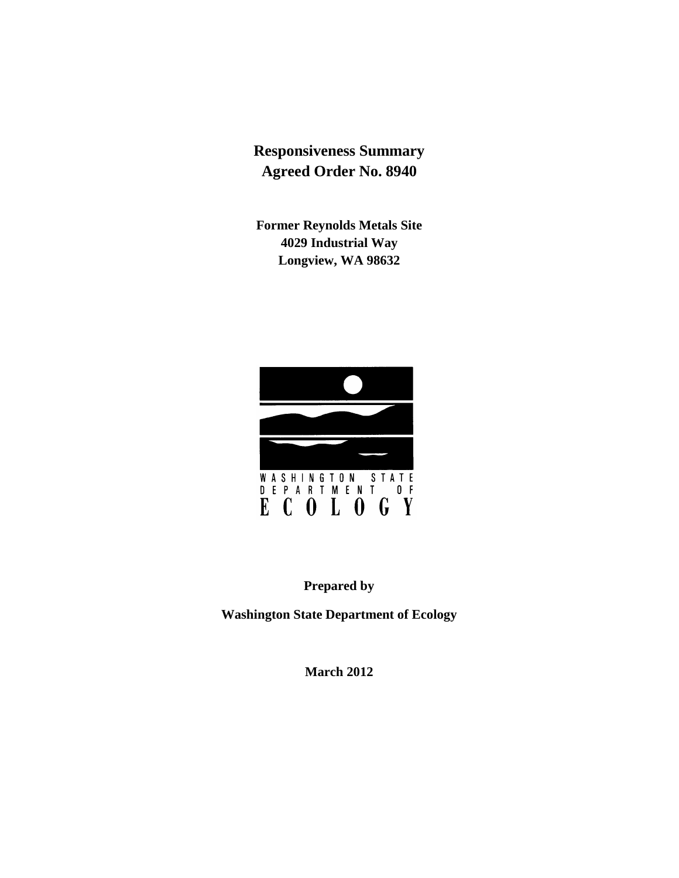# Responsiveness Summary
# Agreed Order No. 8940

**Former Reynolds Metals Site**
**4029 Industrial Way**
**Longview, WA 98632**

WASHINGTON STATE DEPARTMENT OF ECOLOGY

**Prepared by**

**Washington State Department of Ecology**

**March 2012**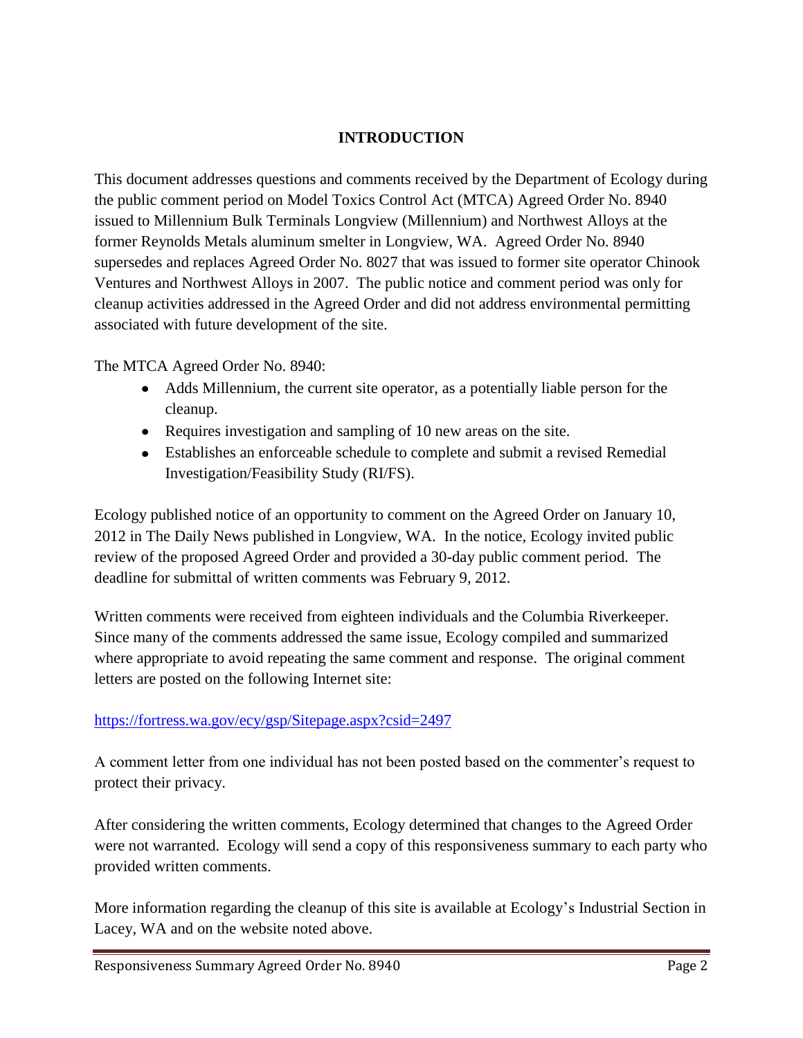## INTRODUCTION

This document addresses questions and comments received by the Department of Ecology during the public comment period on Model Toxics Control Act (MTCA) Agreed Order No. 8940 issued to Millennium Bulk Terminals Longview (Millennium) and Northwest Alloys at the former Reynolds Metals aluminum smelter in Longview, WA. Agreed Order No. 8940 supersedes and replaces Agreed Order No. 8027 that was issued to former site operator Chinook Ventures and Northwest Alloys in 2007. The public notice and comment period was only for cleanup activities addressed in the Agreed Order and did not address environmental permitting associated with future development of the site.

The MTCA Agreed Order No. 8940:

- Adds Millennium, the current site operator, as a potentially liable person for the cleanup.
- Requires investigation and sampling of 10 new areas on the site.
- Establishes an enforceable schedule to complete and submit a revised Remedial Investigation/Feasibility Study (RI/FS).

Ecology published notice of an opportunity to comment on the Agreed Order on January 10, 2012 in The Daily News published in Longview, WA. In the notice, Ecology invited public review of the proposed Agreed Order and provided a 30-day public comment period. The deadline for submittal of written comments was February 9, 2012.

Written comments were received from eighteen individuals and the Columbia Riverkeeper. Since many of the comments addressed the same issue, Ecology compiled and summarized where appropriate to avoid repeating the same comment and response. The original comment letters are posted on the following Internet site:

https://fortress.wa.gov/ecy/gsp/Sitepage.aspx?csid=2497

A comment letter from one individual has not been posted based on the commenter's request to protect their privacy.

After considering the written comments, Ecology determined that changes to the Agreed Order were not warranted. Ecology will send a copy of this responsiveness summary to each party who provided written comments.

More information regarding the cleanup of this site is available at Ecology's Industrial Section in Lacey, WA and on the website noted above.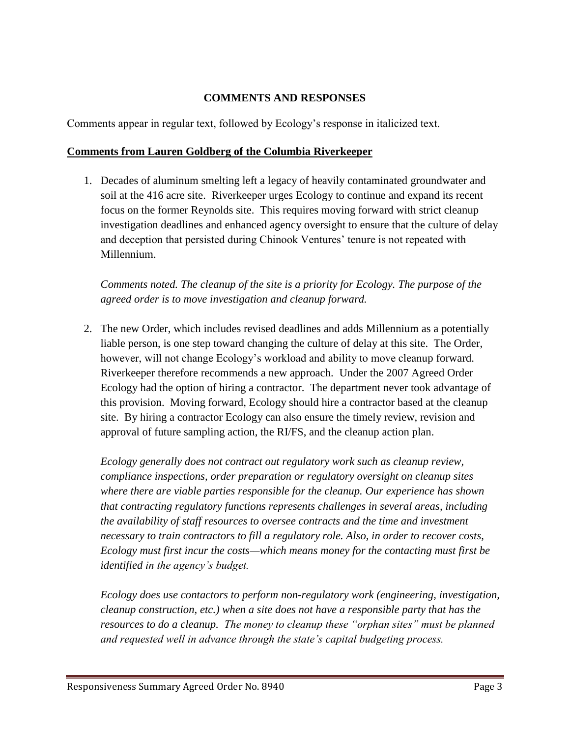**COMMENTS AND RESPONSES**

Comments appear in regular text, followed by Ecology's response in italicized text.

**Comments from Lauren Goldberg of the Columbia Riverkeeper**

1. Decades of aluminum smelting left a legacy of heavily contaminated groundwater and soil at the 416 acre site. Riverkeeper urges Ecology to continue and expand its recent focus on the former Reynolds site. This requires moving forward with strict cleanup investigation deadlines and enhanced agency oversight to ensure that the culture of delay and deception that persisted during Chinook Ventures' tenure is not repeated with Millennium.

   *Comments noted. The cleanup of the site is a priority for Ecology. The purpose of the agreed order is to move investigation and cleanup forward.*

2. The new Order, which includes revised deadlines and adds Millennium as a potentially liable person, is one step toward changing the culture of delay at this site. The Order, however, will not change Ecology's workload and ability to move cleanup forward. Riverkeeper therefore recommends a new approach. Under the 2007 Agreed Order Ecology had the option of hiring a contractor. The department never took advantage of this provision. Moving forward, Ecology should hire a contractor based at the cleanup site. By hiring a contractor Ecology can also ensure the timely review, revision and approval of future sampling action, the RI/FS, and the cleanup action plan.

   *Ecology generally does not contract out regulatory work such as cleanup review, compliance inspections, order preparation or regulatory oversight on cleanup sites where there are viable parties responsible for the cleanup. Our experience has shown that contracting regulatory functions represents challenges in several areas, including the availability of staff resources to oversee contracts and the time and investment necessary to train contractors to fill a regulatory role. Also, in order to recover costs, Ecology must first incur the costs—which means money for the contacting must first be identified in the agency's budget.*

   *Ecology does use contactors to perform non-regulatory work (engineering, investigation, cleanup construction, etc.) when a site does not have a responsible party that has the resources to do a cleanup. The money to cleanup these "orphan sites" must be planned and requested well in advance through the state's capital budgeting process.*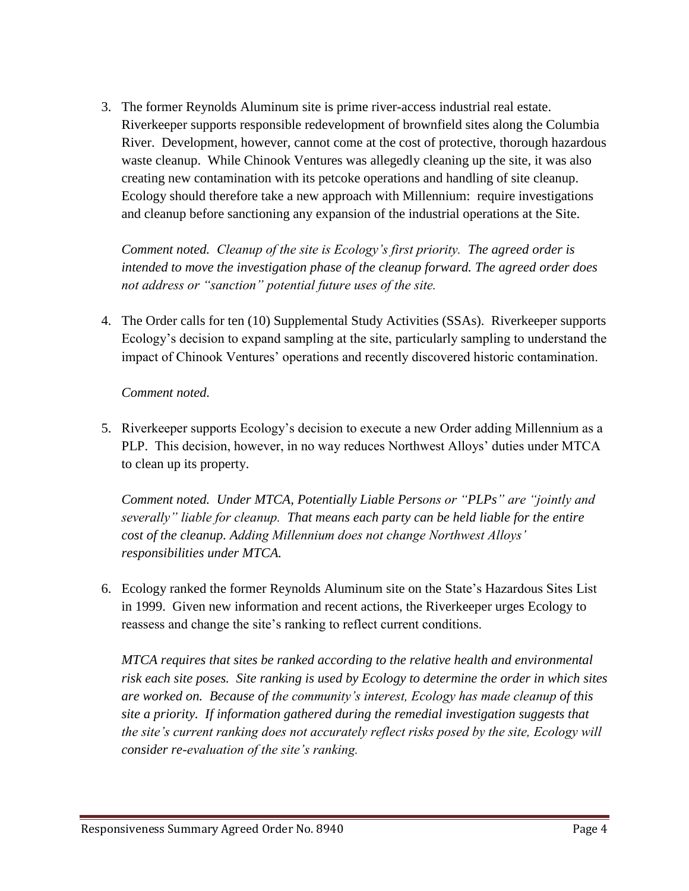3. The former Reynolds Aluminum site is prime river-access industrial real estate. Riverkeeper supports responsible redevelopment of brownfield sites along the Columbia River. Development, however, cannot come at the cost of protective, thorough hazardous waste cleanup. While Chinook Ventures was allegedly cleaning up the site, it was also creating new contamination with its petcoke operations and handling of site cleanup. Ecology should therefore take a new approach with Millennium: require investigations and cleanup before sanctioning any expansion of the industrial operations at the Site.

   *Comment noted. Cleanup of the site is Ecology's first priority. The agreed order is intended to move the investigation phase of the cleanup forward. The agreed order does not address or "sanction" potential future uses of the site.*

4. The Order calls for ten (10) Supplemental Study Activities (SSAs). Riverkeeper supports Ecology's decision to expand sampling at the site, particularly sampling to understand the impact of Chinook Ventures' operations and recently discovered historic contamination.

   *Comment noted.*

5. Riverkeeper supports Ecology's decision to execute a new Order adding Millennium as a PLP. This decision, however, in no way reduces Northwest Alloys' duties under MTCA to clean up its property.

   *Comment noted. Under MTCA, Potentially Liable Persons or "PLPs" are "jointly and severally" liable for cleanup. That means each party can be held liable for the entire cost of the cleanup. Adding Millennium does not change Northwest Alloys' responsibilities under MTCA.*

6. Ecology ranked the former Reynolds Aluminum site on the State's Hazardous Sites List in 1999. Given new information and recent actions, the Riverkeeper urges Ecology to reassess and change the site's ranking to reflect current conditions.

   *MTCA requires that sites be ranked according to the relative health and environmental risk each site poses. Site ranking is used by Ecology to determine the order in which sites are worked on. Because of the community's interest, Ecology has made cleanup of this site a priority. If information gathered during the remedial investigation suggests that the site's current ranking does not accurately reflect risks posed by the site, Ecology will consider re-evaluation of the site's ranking.*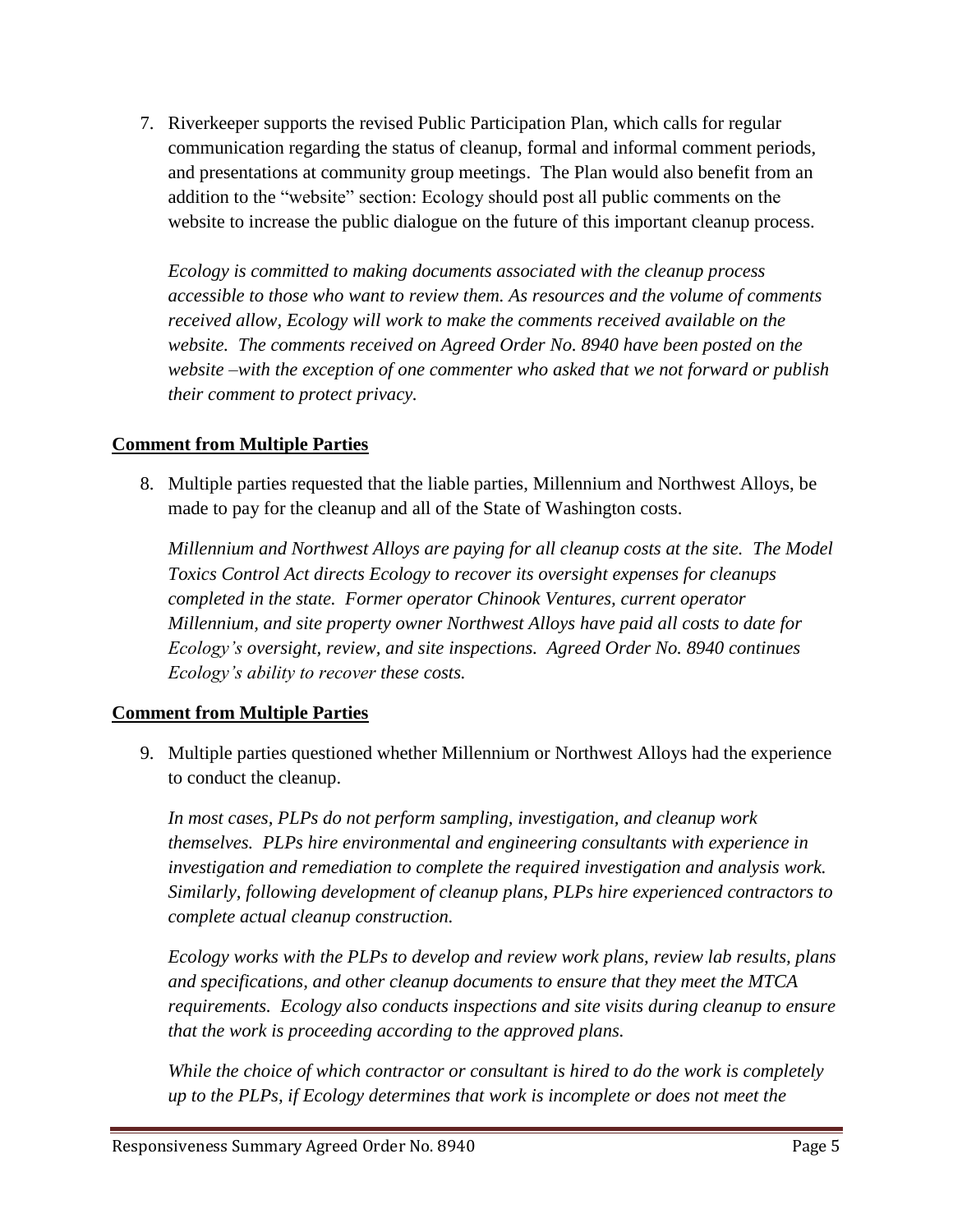7. Riverkeeper supports the revised Public Participation Plan, which calls for regular communication regarding the status of cleanup, formal and informal comment periods, and presentations at community group meetings. The Plan would also benefit from an addition to the "website" section: Ecology should post all public comments on the website to increase the public dialogue on the future of this important cleanup process.

   *Ecology is committed to making documents associated with the cleanup process accessible to those who want to review them. As resources and the volume of comments received allow, Ecology will work to make the comments received available on the website. The comments received on Agreed Order No. 8940 have been posted on the website –with the exception of one commenter who asked that we not forward or publish their comment to protect privacy.*

## Comment from Multiple Parties

8. Multiple parties requested that the liable parties, Millennium and Northwest Alloys, be made to pay for the cleanup and all of the State of Washington costs.

   *Millennium and Northwest Alloys are paying for all cleanup costs at the site. The Model Toxics Control Act directs Ecology to recover its oversight expenses for cleanups completed in the state. Former operator Chinook Ventures, current operator Millennium, and site property owner Northwest Alloys have paid all costs to date for Ecology's oversight, review, and site inspections. Agreed Order No. 8940 continues Ecology's ability to recover these costs.*

## Comment from Multiple Parties

9. Multiple parties questioned whether Millennium or Northwest Alloys had the experience to conduct the cleanup.

   *In most cases, PLPs do not perform sampling, investigation, and cleanup work themselves. PLPs hire environmental and engineering consultants with experience in investigation and remediation to complete the required investigation and analysis work. Similarly, following development of cleanup plans, PLPs hire experienced contractors to complete actual cleanup construction.*

   *Ecology works with the PLPs to develop and review work plans, review lab results, plans and specifications, and other cleanup documents to ensure that they meet the MTCA requirements. Ecology also conducts inspections and site visits during cleanup to ensure that the work is proceeding according to the approved plans.*

   *While the choice of which contractor or consultant is hired to do the work is completely up to the PLPs, if Ecology determines that work is incomplete or does not meet the*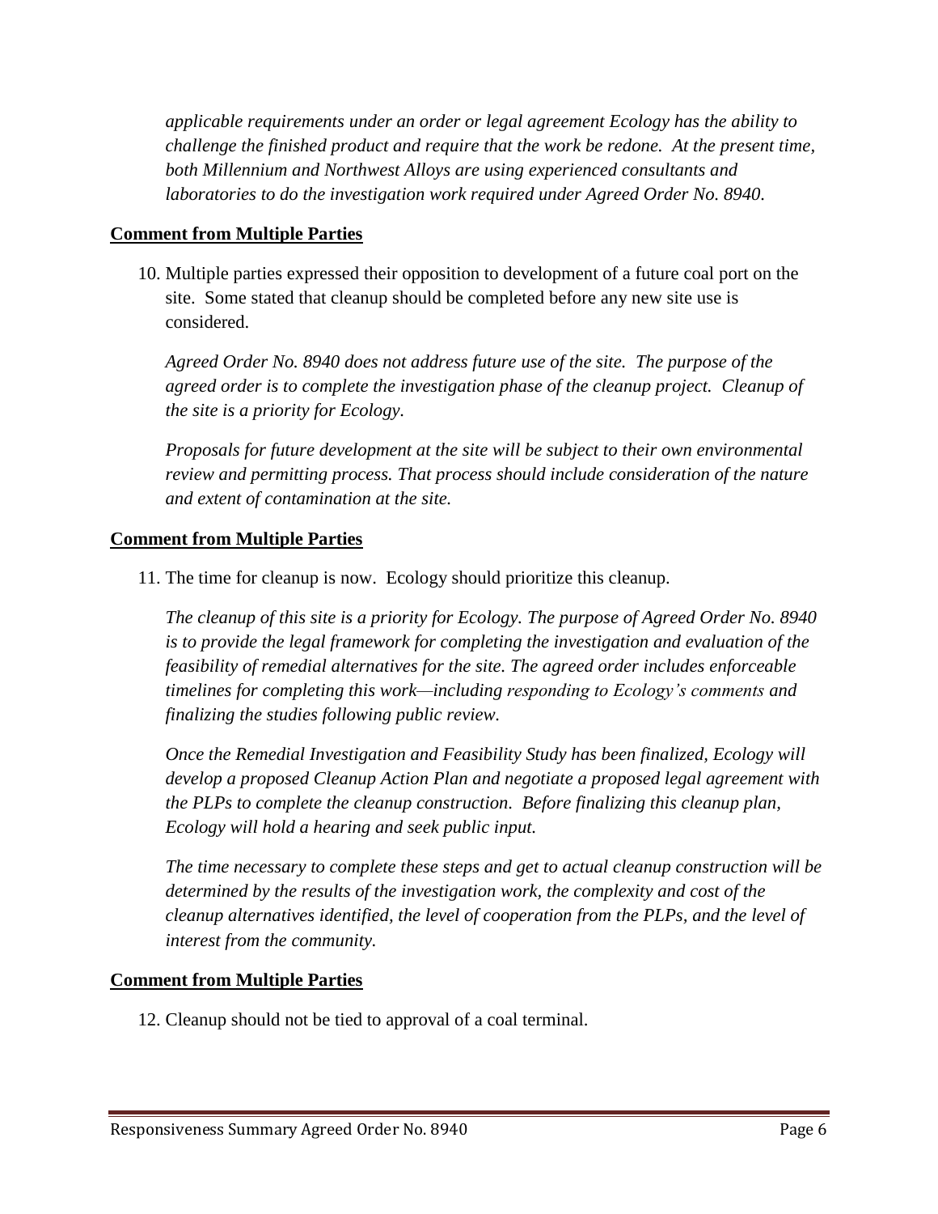*applicable requirements under an order or legal agreement Ecology has the ability to challenge the finished product and require that the work be redone. At the present time, both Millennium and Northwest Alloys are using experienced consultants and laboratories to do the investigation work required under Agreed Order No. 8940.*

**Comment from Multiple Parties**

10. Multiple parties expressed their opposition to development of a future coal port on the site. Some stated that cleanup should be completed before any new site use is considered.

    *Agreed Order No. 8940 does not address future use of the site. The purpose of the agreed order is to complete the investigation phase of the cleanup project. Cleanup of the site is a priority for Ecology.*

    *Proposals for future development at the site will be subject to their own environmental review and permitting process. That process should include consideration of the nature and extent of contamination at the site.*

**Comment from Multiple Parties**

11. The time for cleanup is now. Ecology should prioritize this cleanup.

    *The cleanup of this site is a priority for Ecology. The purpose of Agreed Order No. 8940 is to provide the legal framework for completing the investigation and evaluation of the feasibility of remedial alternatives for the site. The agreed order includes enforceable timelines for completing this work—including responding to Ecology's comments and finalizing the studies following public review.*

    *Once the Remedial Investigation and Feasibility Study has been finalized, Ecology will develop a proposed Cleanup Action Plan and negotiate a proposed legal agreement with the PLPs to complete the cleanup construction. Before finalizing this cleanup plan, Ecology will hold a hearing and seek public input.*

    *The time necessary to complete these steps and get to actual cleanup construction will be determined by the results of the investigation work, the complexity and cost of the cleanup alternatives identified, the level of cooperation from the PLPs, and the level of interest from the community.*

**Comment from Multiple Parties**

12. Cleanup should not be tied to approval of a coal terminal.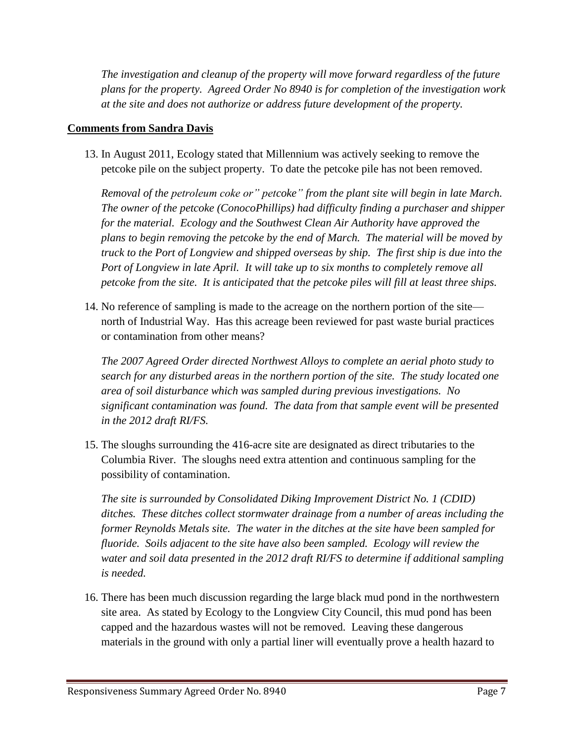*The investigation and cleanup of the property will move forward regardless of the future plans for the property. Agreed Order No 8940 is for completion of the investigation work at the site and does not authorize or address future development of the property.*

**Comments from Sandra Davis**

13. In August 2011, Ecology stated that Millennium was actively seeking to remove the petcoke pile on the subject property. To date the petcoke pile has not been removed.

    *Removal of the petroleum coke or" petcoke" from the plant site will begin in late March. The owner of the petcoke (ConocoPhillips) had difficulty finding a purchaser and shipper for the material. Ecology and the Southwest Clean Air Authority have approved the plans to begin removing the petcoke by the end of March. The material will be moved by truck to the Port of Longview and shipped overseas by ship. The first ship is due into the Port of Longview in late April. It will take up to six months to completely remove all petcoke from the site. It is anticipated that the petcoke piles will fill at least three ships.*

14. No reference of sampling is made to the acreage on the northern portion of the site—north of Industrial Way. Has this acreage been reviewed for past waste burial practices or contamination from other means?

    *The 2007 Agreed Order directed Northwest Alloys to complete an aerial photo study to search for any disturbed areas in the northern portion of the site. The study located one area of soil disturbance which was sampled during previous investigations. No significant contamination was found. The data from that sample event will be presented in the 2012 draft RI/FS.*

15. The sloughs surrounding the 416-acre site are designated as direct tributaries to the Columbia River. The sloughs need extra attention and continuous sampling for the possibility of contamination.

    *The site is surrounded by Consolidated Diking Improvement District No. 1 (CDID) ditches. These ditches collect stormwater drainage from a number of areas including the former Reynolds Metals site. The water in the ditches at the site have been sampled for fluoride. Soils adjacent to the site have also been sampled. Ecology will review the water and soil data presented in the 2012 draft RI/FS to determine if additional sampling is needed.*

16. There has been much discussion regarding the large black mud pond in the northwestern site area. As stated by Ecology to the Longview City Council, this mud pond has been capped and the hazardous wastes will not be removed. Leaving these dangerous materials in the ground with only a partial liner will eventually prove a health hazard to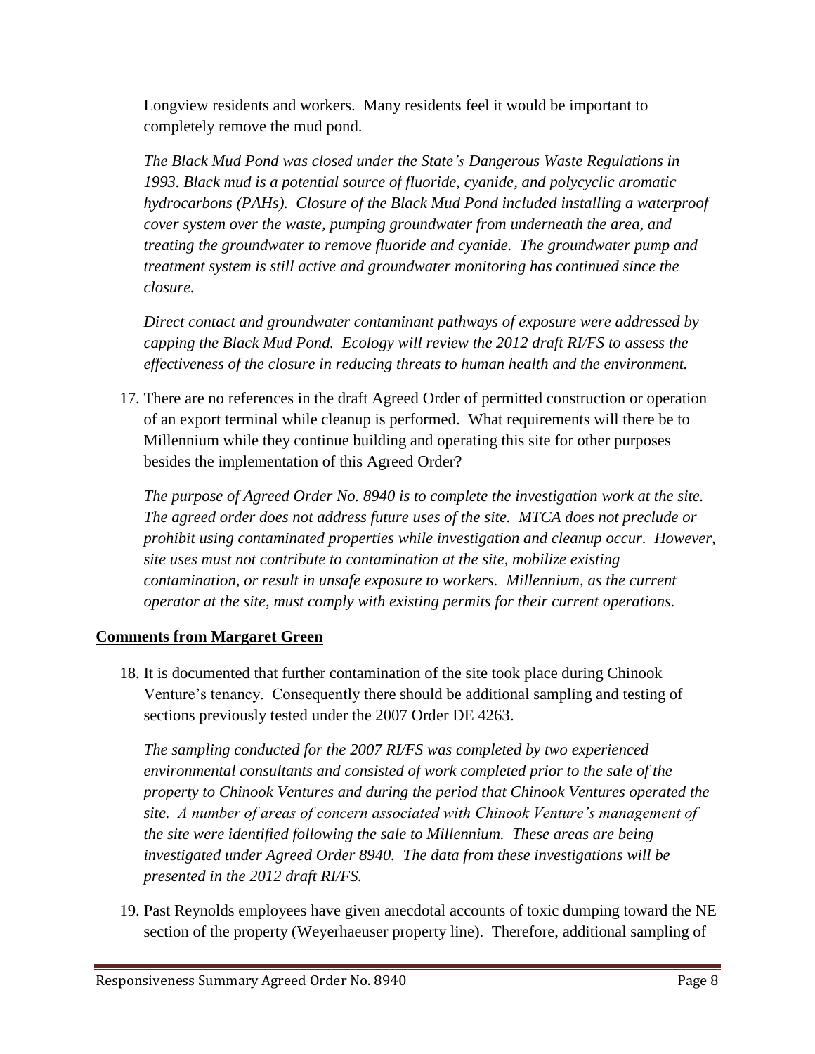Longview residents and workers. Many residents feel it would be important to completely remove the mud pond.

*The Black Mud Pond was closed under the State's Dangerous Waste Regulations in 1993. Black mud is a potential source of fluoride, cyanide, and polycyclic aromatic hydrocarbons (PAHs). Closure of the Black Mud Pond included installing a waterproof cover system over the waste, pumping groundwater from underneath the area, and treating the groundwater to remove fluoride and cyanide. The groundwater pump and treatment system is still active and groundwater monitoring has continued since the closure.*

*Direct contact and groundwater contaminant pathways of exposure were addressed by capping the Black Mud Pond. Ecology will review the 2012 draft RI/FS to assess the effectiveness of the closure in reducing threats to human health and the environment.*

17. There are no references in the draft Agreed Order of permitted construction or operation of an export terminal while cleanup is performed. What requirements will there be to Millennium while they continue building and operating this site for other purposes besides the implementation of this Agreed Order?

    *The purpose of Agreed Order No. 8940 is to complete the investigation work at the site. The agreed order does not address future uses of the site. MTCA does not preclude or prohibit using contaminated properties while investigation and cleanup occur. However, site uses must not contribute to contamination at the site, mobilize existing contamination, or result in unsafe exposure to workers. Millennium, as the current operator at the site, must comply with existing permits for their current operations.*

**Comments from Margaret Green**

18. It is documented that further contamination of the site took place during Chinook Venture's tenancy. Consequently there should be additional sampling and testing of sections previously tested under the 2007 Order DE 4263.

    *The sampling conducted for the 2007 RI/FS was completed by two experienced environmental consultants and consisted of work completed prior to the sale of the property to Chinook Ventures and during the period that Chinook Ventures operated the site. A number of areas of concern associated with Chinook Venture's management of the site were identified following the sale to Millennium. These areas are being investigated under Agreed Order 8940. The data from these investigations will be presented in the 2012 draft RI/FS.*

19. Past Reynolds employees have given anecdotal accounts of toxic dumping toward the NE section of the property (Weyerhaeuser property line). Therefore, additional sampling of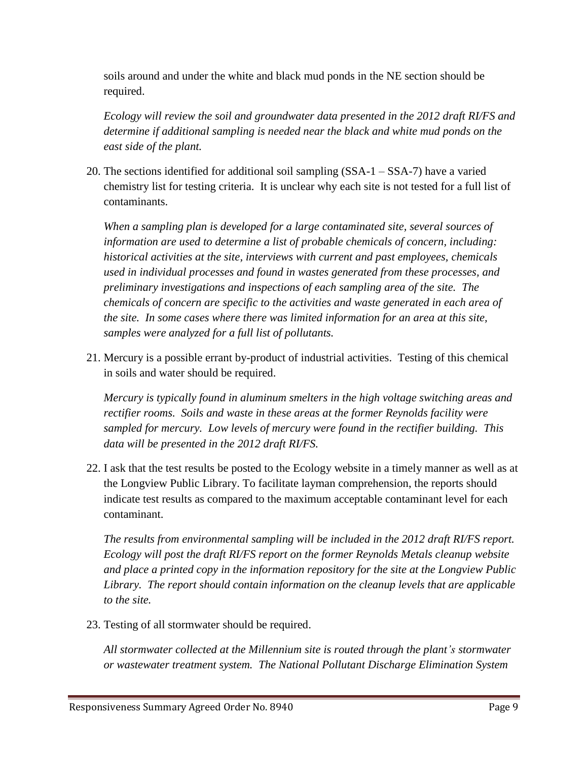soils around and under the white and black mud ponds in the NE section should be required.

*Ecology will review the soil and groundwater data presented in the 2012 draft RI/FS and determine if additional sampling is needed near the black and white mud ponds on the east side of the plant.*

20. The sections identified for additional soil sampling (SSA-1 – SSA-7) have a varied chemistry list for testing criteria. It is unclear why each site is not tested for a full list of contaminants.

    *When a sampling plan is developed for a large contaminated site, several sources of information are used to determine a list of probable chemicals of concern, including: historical activities at the site, interviews with current and past employees, chemicals used in individual processes and found in wastes generated from these processes, and preliminary investigations and inspections of each sampling area of the site. The chemicals of concern are specific to the activities and waste generated in each area of the site. In some cases where there was limited information for an area at this site, samples were analyzed for a full list of pollutants.*

21. Mercury is a possible errant by-product of industrial activities. Testing of this chemical in soils and water should be required.

    *Mercury is typically found in aluminum smelters in the high voltage switching areas and rectifier rooms. Soils and waste in these areas at the former Reynolds facility were sampled for mercury. Low levels of mercury were found in the rectifier building. This data will be presented in the 2012 draft RI/FS.*

22. I ask that the test results be posted to the Ecology website in a timely manner as well as at the Longview Public Library. To facilitate layman comprehension, the reports should indicate test results as compared to the maximum acceptable contaminant level for each contaminant.

    *The results from environmental sampling will be included in the 2012 draft RI/FS report. Ecology will post the draft RI/FS report on the former Reynolds Metals cleanup website and place a printed copy in the information repository for the site at the Longview Public Library. The report should contain information on the cleanup levels that are applicable to the site.*

23. Testing of all stormwater should be required.

    *All stormwater collected at the Millennium site is routed through the plant's stormwater or wastewater treatment system. The National Pollutant Discharge Elimination System*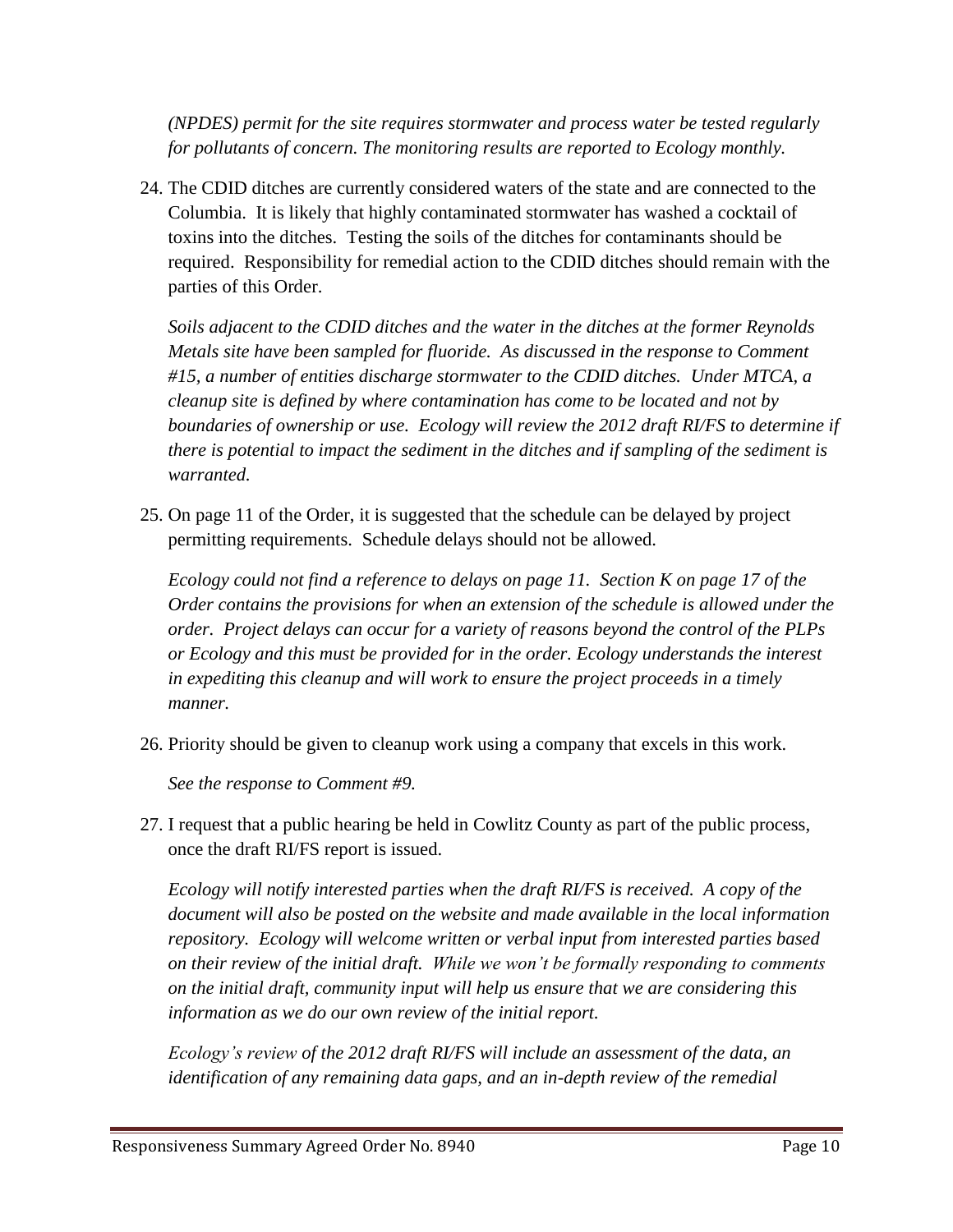*(NPDES) permit for the site requires stormwater and process water be tested regularly for pollutants of concern. The monitoring results are reported to Ecology monthly.*

24. The CDID ditches are currently considered waters of the state and are connected to the Columbia. It is likely that highly contaminated stormwater has washed a cocktail of toxins into the ditches. Testing the soils of the ditches for contaminants should be required. Responsibility for remedial action to the CDID ditches should remain with the parties of this Order.

    *Soils adjacent to the CDID ditches and the water in the ditches at the former Reynolds Metals site have been sampled for fluoride. As discussed in the response to Comment #15, a number of entities discharge stormwater to the CDID ditches. Under MTCA, a cleanup site is defined by where contamination has come to be located and not by boundaries of ownership or use. Ecology will review the 2012 draft RI/FS to determine if there is potential to impact the sediment in the ditches and if sampling of the sediment is warranted.*

25. On page 11 of the Order, it is suggested that the schedule can be delayed by project permitting requirements. Schedule delays should not be allowed.

    *Ecology could not find a reference to delays on page 11. Section K on page 17 of the Order contains the provisions for when an extension of the schedule is allowed under the order. Project delays can occur for a variety of reasons beyond the control of the PLPs or Ecology and this must be provided for in the order. Ecology understands the interest in expediting this cleanup and will work to ensure the project proceeds in a timely manner.*

26. Priority should be given to cleanup work using a company that excels in this work.

    *See the response to Comment #9.*

27. I request that a public hearing be held in Cowlitz County as part of the public process, once the draft RI/FS report is issued.

    *Ecology will notify interested parties when the draft RI/FS is received. A copy of the document will also be posted on the website and made available in the local information repository. Ecology will welcome written or verbal input from interested parties based on their review of the initial draft. While we won't be formally responding to comments on the initial draft, community input will help us ensure that we are considering this information as we do our own review of the initial report.*

    *Ecology's review of the 2012 draft RI/FS will include an assessment of the data, an identification of any remaining data gaps, and an in-depth review of the remedial*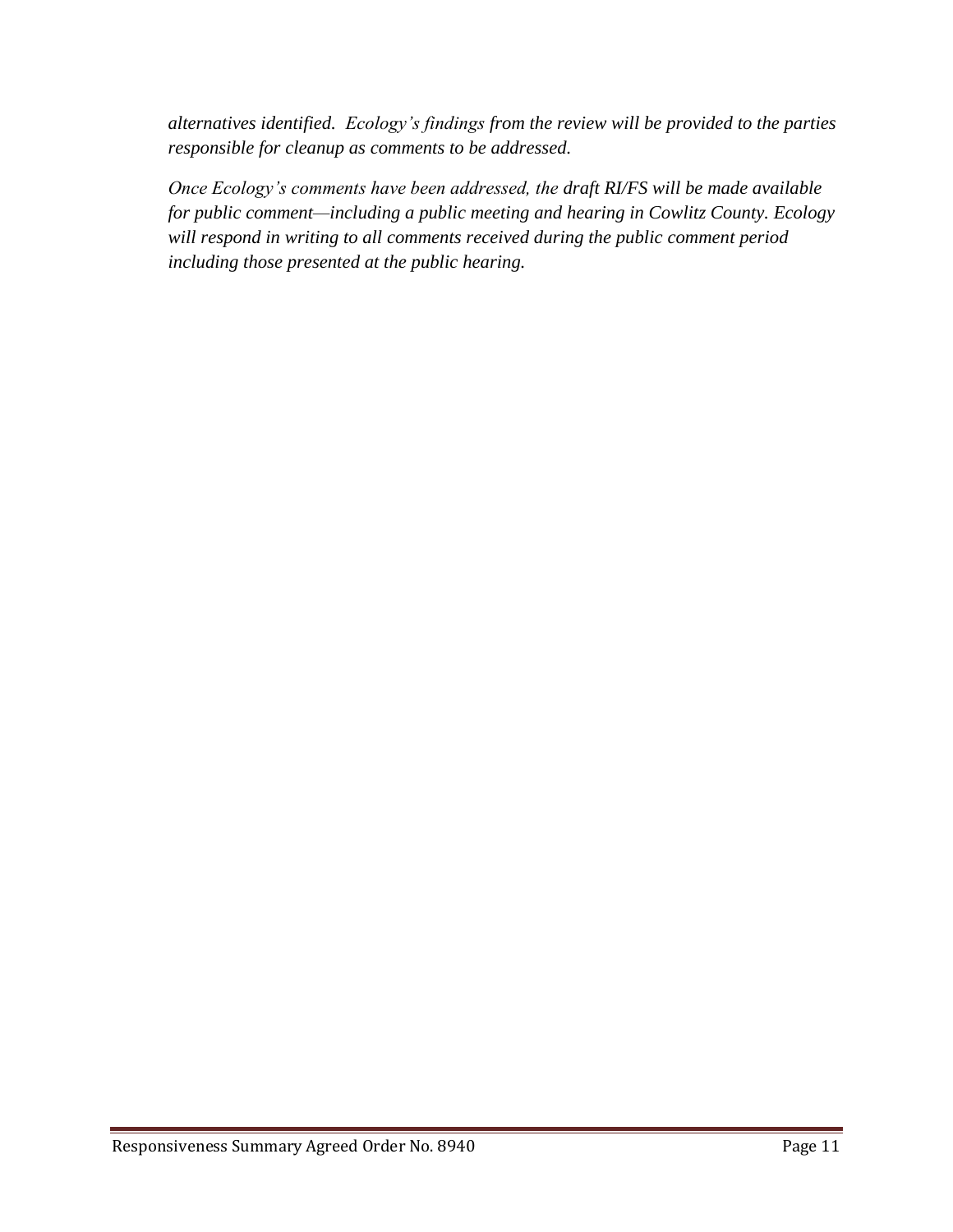*alternatives identified. Ecology's findings from the review will be provided to the parties responsible for cleanup as comments to be addressed.*

*Once Ecology's comments have been addressed, the draft RI/FS will be made available for public comment—including a public meeting and hearing in Cowlitz County. Ecology will respond in writing to all comments received during the public comment period including those presented at the public hearing.*